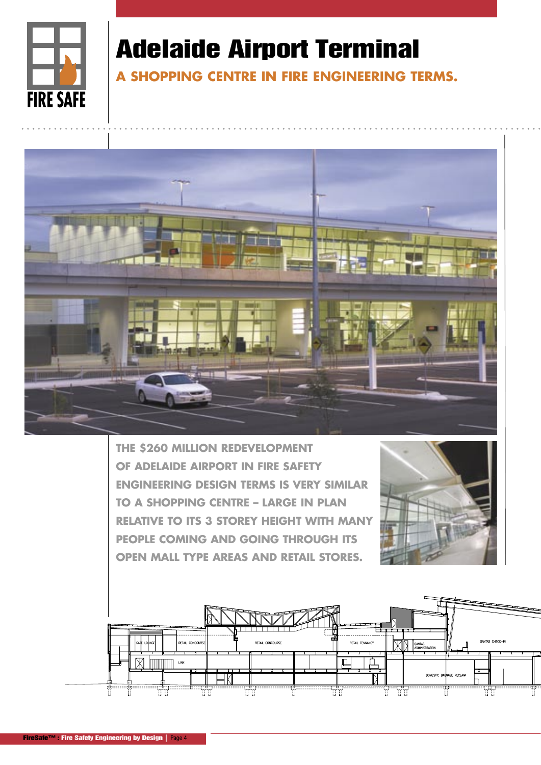# Adelaide Airport Terminal

## A SHOPPING CENTRE IN FIRE ENGINEERING TERMS.

**THE $260 MILLION REDEVELOPMENT OF ADELAIDE AIRPORT IN FIRE SAFETY ENGINEERING DESIGN TERMS IS VERY SIMILAR TO A SHOPPING CENTRE – LARGE IN PLAN RELATIVE TO ITS 3 STOREY HEIGHT WITH MANY PEOPLE COMING AND GOING THROUGH ITS OPEN MALL TYPE AREAS AND RETAIL STORES.**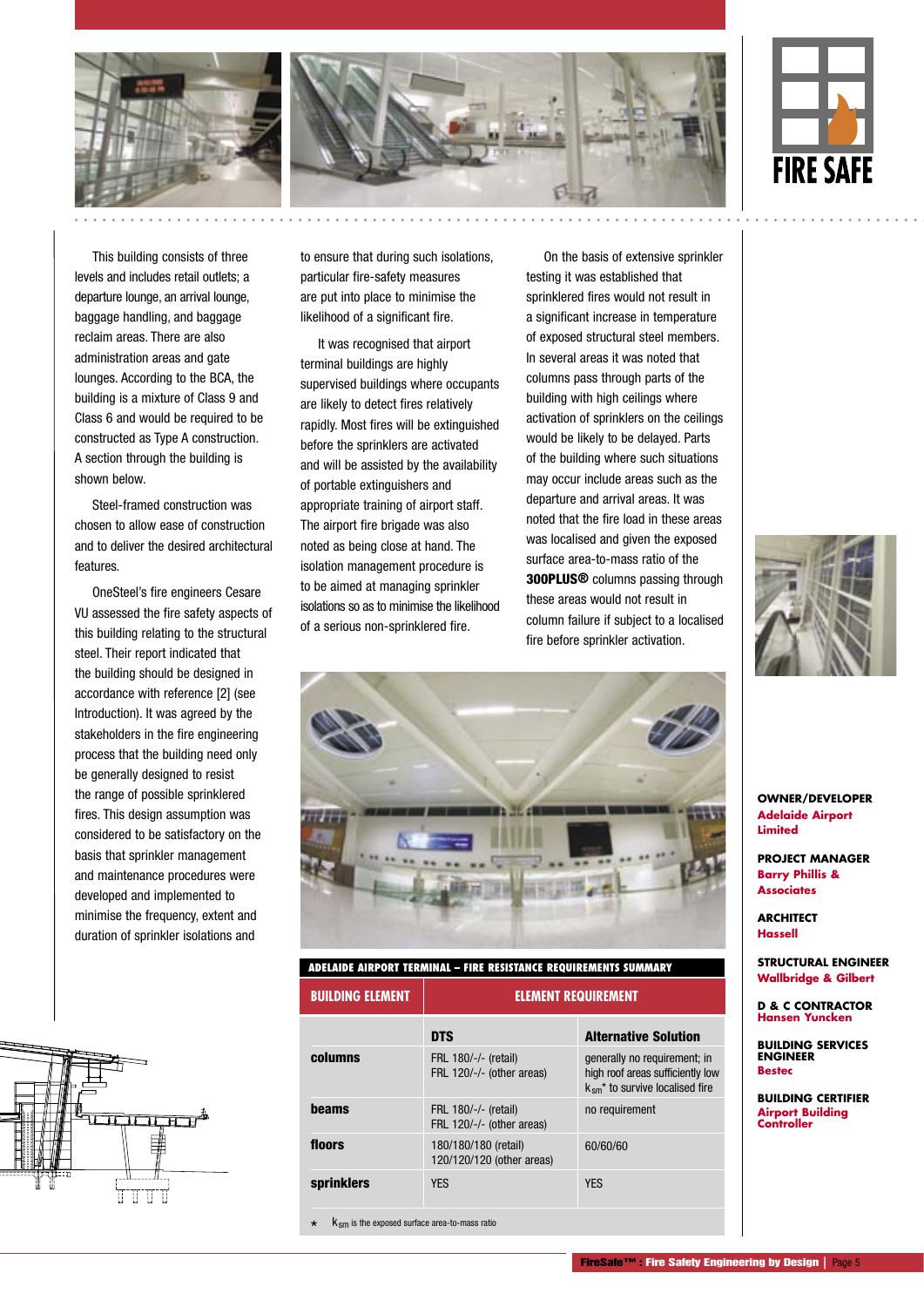This building consists of three levels and includes retail outlets; a departure lounge, an arrival lounge, baggage handling, and baggage reclaim areas. There are also administration areas and gate lounges. According to the BCA, the building is a mixture of Class 9 and Class 6 and would be required to be constructed as Type A construction. A section through the building is shown below.

Steel-framed construction was chosen to allow ease of construction and to deliver the desired architectural features.

OneSteel's fire engineers Cesare VU assessed the fire safety aspects of this building relating to the structural steel. Their report indicated that the building should be designed in accordance with reference [2] (see Introduction). It was agreed by the stakeholders in the fire engineering process that the building need only be generally designed to resist the range of possible sprinklered fires. This design assumption was considered to be satisfactory on the basis that sprinkler management and maintenance procedures were developed and implemented to minimise the frequency, extent and duration of sprinkler isolations and to ensure that during such isolations, particular fire-safety measures are put into place to minimise the likelihood of a significant fire.

It was recognised that airport terminal buildings are highly supervised buildings where occupants are likely to detect fires relatively rapidly. Most fires will be extinguished before the sprinklers are activated and will be assisted by the availability of portable extinguishers and appropriate training of airport staff. The airport fire brigade was also noted as being close at hand. The isolation management procedure is to be aimed at managing sprinkler isolations so as to minimise the likelihood of a serious non-sprinklered fire.

On the basis of extensive sprinkler testing it was established that sprinklered fires would not result in a significant increase in temperature of exposed structural steel members. In several areas it was noted that columns pass through parts of the building with high ceilings where activation of sprinklers on the ceilings would be likely to be delayed. Parts of the building where such situations may occur include areas such as the departure and arrival areas. It was noted that the fire load in these areas was localised and given the exposed surface area-to-mass ratio of the **300PLUS®** columns passing through these areas would not result in column failure if subject to a localised fire before sprinkler activation.

**ADELAIDE AIRPORT TERMINAL – FIRE RESISTANCE REQUIREMENTS SUMMARY**

| BUILDING ELEMENT | ELEMENT REQUIREMENT | |
|---|---|---|
| | **DTS** | **Alternative Solution** |
| **columns** | FRL 180/-/- (retail)<br>FRL 120/-/- (other areas) | generally no requirement; in high roof areas sufficiently low $k_{sm}$* to survive localised fire |
| **beams** | FRL 180/-/- (retail)<br>FRL 120/-/- (other areas) | no requirement |
| **floors** | 180/180/180 (retail)<br>120/120/120 (other areas) | 60/60/60 |
| **sprinklers** | YES | YES |

\* $k_{sm}$ is the exposed surface area-to-mass ratio

**OWNER/DEVELOPER**
Adelaide Airport Limited

**PROJECT MANAGER**
Barry Phillis & Associates

**ARCHITECT**
Hassell

**STRUCTURAL ENGINEER**
Wallbridge & Gilbert

**D & C CONTRACTOR**
Hansen Yuncken

**BUILDING SERVICES ENGINEER**
Bestec

**BUILDING CERTIFIER**
Airport Building Controller